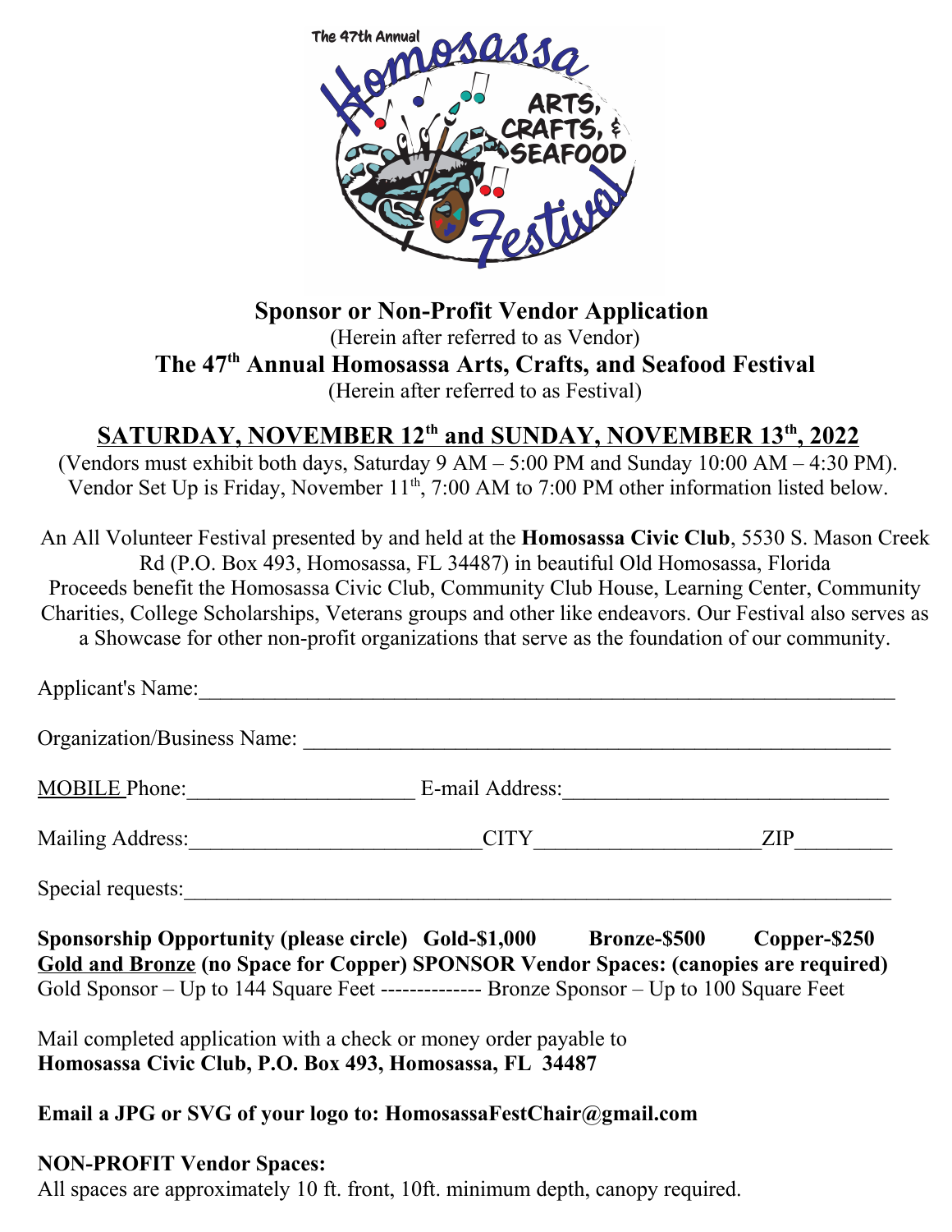The 47th Annual Homosassa Arts, Crafts, & Seafood Festival

# Sponsor or Non-Profit Vendor Application

(Herein after referred to as Vendor)

## The 47th Annual Homosassa Arts, Crafts, and Seafood Festival

(Herein after referred to as Festival)

## SATURDAY, NOVEMBER 12th and SUNDAY, NOVEMBER 13th, 2022

(Vendors must exhibit both days, Saturday 9 AM – 5:00 PM and Sunday 10:00 AM – 4:30 PM). Vendor Set Up is Friday, November 11th, 7:00 AM to 7:00 PM other information listed below.

An All Volunteer Festival presented by and held at the **Homosassa Civic Club**, 5530 S. Mason Creek Rd (P.O. Box 493, Homosassa, FL 34487) in beautiful Old Homosassa, Florida Proceeds benefit the Homosassa Civic Club, Community Club House, Learning Center, Community Charities, College Scholarships, Veterans groups and other like endeavors. Our Festival also serves as a Showcase for other non-profit organizations that serve as the foundation of our community.

Applicant's Name:_______________________________________________________________

Organization/Business Name: _____________________________________________________

MOBILE Phone:____________________ E-mail Address:______________________________

Mailing Address:__________________________CITY____________________ZIP_________

Special requests:_________________________________________________________________

**Sponsorship Opportunity (please circle) Gold-$1,000 Bronze-$500 Copper-$250**

**Gold and Bronze (no Space for Copper) SPONSOR Vendor Spaces: (canopies are required)**

Gold Sponsor – Up to 144 Square Feet ------------- Bronze Sponsor – Up to 100 Square Feet

Mail completed application with a check or money order payable to
**Homosassa Civic Club, P.O. Box 493, Homosassa, FL 34487**

**Email a JPG or SVG of your logo to: HomosassaFestChair@gmail.com**

**NON-PROFIT Vendor Spaces:**

All spaces are approximately 10 ft. front, 10ft. minimum depth, canopy required.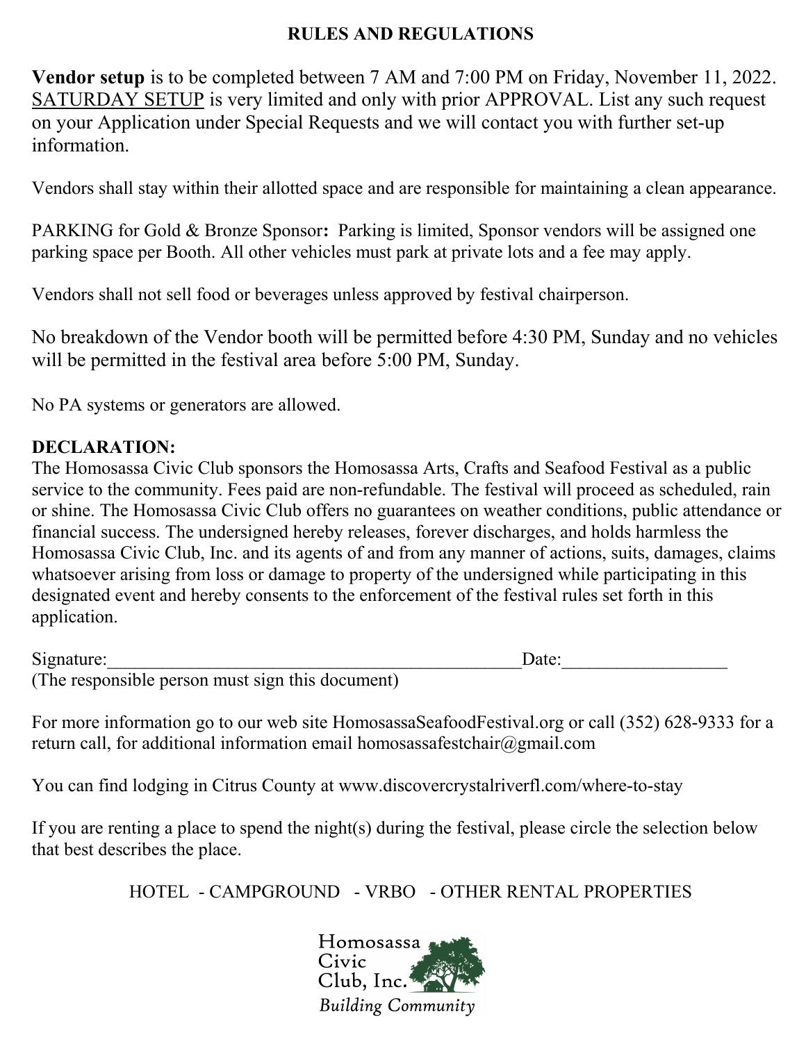## RULES AND REGULATIONS

**Vendor setup** is to be completed between 7 AM and 7:00 PM on Friday, November 11, 2022. SATURDAY SETUP is very limited and only with prior APPROVAL. List any such request on your Application under Special Requests and we will contact you with further set-up information.

Vendors shall stay within their allotted space and are responsible for maintaining a clean appearance.

PARKING for Gold & Bronze Sponsor**:** Parking is limited, Sponsor vendors will be assigned one parking space per Booth. All other vehicles must park at private lots and a fee may apply.

Vendors shall not sell food or beverages unless approved by festival chairperson.

No breakdown of the Vendor booth will be permitted before 4:30 PM, Sunday and no vehicles will be permitted in the festival area before 5:00 PM, Sunday.

No PA systems or generators are allowed.

**DECLARATION:**
The Homosassa Civic Club sponsors the Homosassa Arts, Crafts and Seafood Festival as a public service to the community. Fees paid are non-refundable. The festival will proceed as scheduled, rain or shine. The Homosassa Civic Club offers no guarantees on weather conditions, public attendance or financial success. The undersigned hereby releases, forever discharges, and holds harmless the Homosassa Civic Club, Inc. and its agents of and from any manner of actions, suits, damages, claims whatsoever arising from loss or damage to property of the undersigned while participating in this designated event and hereby consents to the enforcement of the festival rules set forth in this application.

Signature:_______________________________________________Date:__________________
(The responsible person must sign this document)

For more information go to our web site HomosassaSeafoodFestival.org or call (352) 628-9333 for a return call, for additional information email homosassafestchair@gmail.com

You can find lodging in Citrus County at www.discovercrystalriverfl.com/where-to-stay

If you are renting a place to spend the night(s) during the festival, please circle the selection below that best describes the place.

HOTEL - CAMPGROUND - VRBO - OTHER RENTAL PROPERTIES

Homosassa Civic Club, Inc.
*Building Community*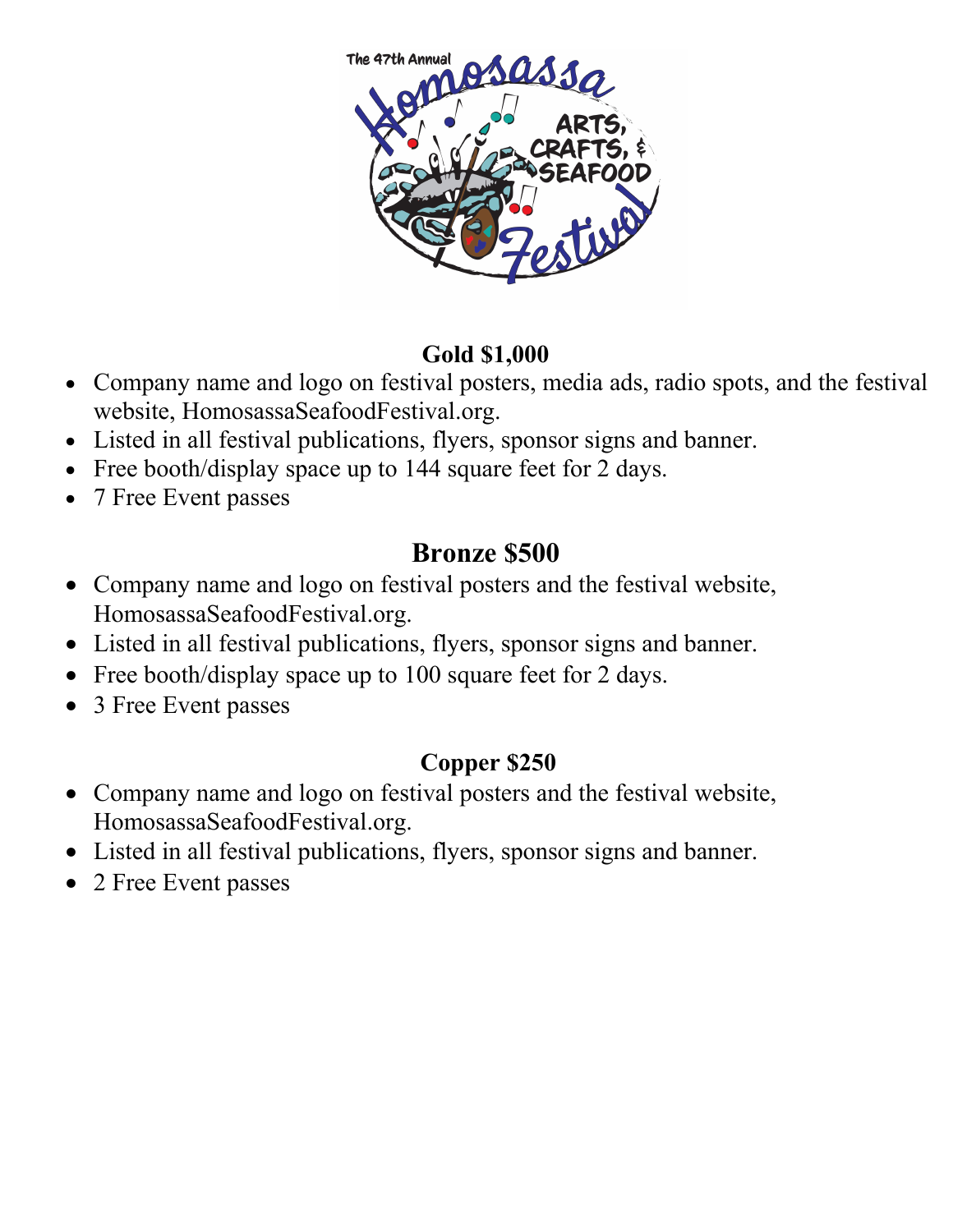## Gold $1,000

- Company name and logo on festival posters, media ads, radio spots, and the festival website, HomosassaSeafoodFestival.org.
- Listed in all festival publications, flyers, sponsor signs and banner.
- Free booth/display space up to 144 square feet for 2 days.
- 7 Free Event passes

## Bronze $500

- Company name and logo on festival posters and the festival website, HomosassaSeafoodFestival.org.
- Listed in all festival publications, flyers, sponsor signs and banner.
- Free booth/display space up to 100 square feet for 2 days.
- 3 Free Event passes

## Copper $250

- Company name and logo on festival posters and the festival website, HomosassaSeafoodFestival.org.
- Listed in all festival publications, flyers, sponsor signs and banner.
- 2 Free Event passes